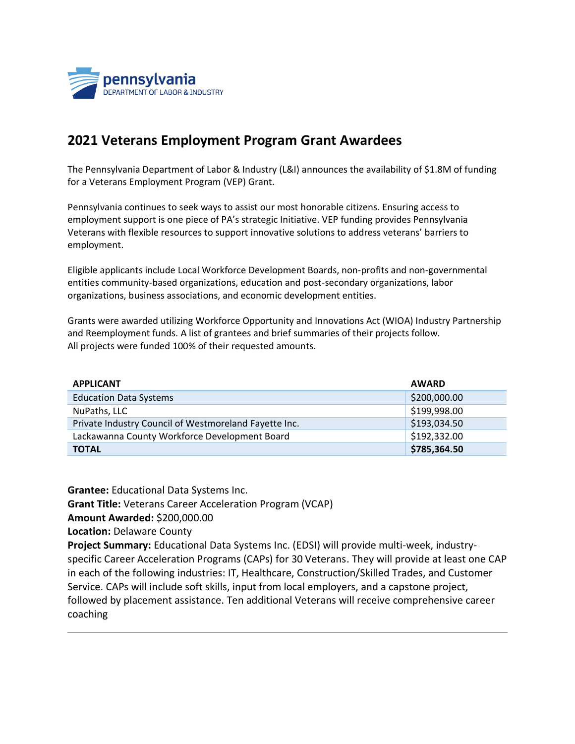pennsylvania
DEPARTMENT OF LABOR & INDUSTRY

# 2021 Veterans Employment Program Grant Awardees

The Pennsylvania Department of Labor & Industry (L&I) announces the availability of $1.8M of funding for a Veterans Employment Program (VEP) Grant.

Pennsylvania continues to seek ways to assist our most honorable citizens. Ensuring access to employment support is one piece of PA's strategic Initiative. VEP funding provides Pennsylvania Veterans with flexible resources to support innovative solutions to address veterans' barriers to employment.

Eligible applicants include Local Workforce Development Boards, non-profits and non-governmental entities community-based organizations, education and post-secondary organizations, labor organizations, business associations, and economic development entities.

Grants were awarded utilizing Workforce Opportunity and Innovations Act (WIOA) Industry Partnership and Reemployment funds. A list of grantees and brief summaries of their projects follow.
All projects were funded 100% of their requested amounts.

| APPLICANT | AWARD |
|---|---|
| Education Data Systems | $200,000.00 |
| NuPaths, LLC | $199,998.00 |
| Private Industry Council of Westmoreland Fayette Inc. | $193,034.50 |
| Lackawanna County Workforce Development Board | $192,332.00 |
| **TOTAL** | **$785,364.50** |

**Grantee:** Educational Data Systems Inc.
**Grant Title:** Veterans Career Acceleration Program (VCAP)
**Amount Awarded:** $200,000.00
**Location:** Delaware County
**Project Summary:** Educational Data Systems Inc. (EDSI) will provide multi-week, industry-specific Career Acceleration Programs (CAPs) for 30 Veterans. They will provide at least one CAP in each of the following industries: IT, Healthcare, Construction/Skilled Trades, and Customer Service. CAPs will include soft skills, input from local employers, and a capstone project, followed by placement assistance. Ten additional Veterans will receive comprehensive career coaching

---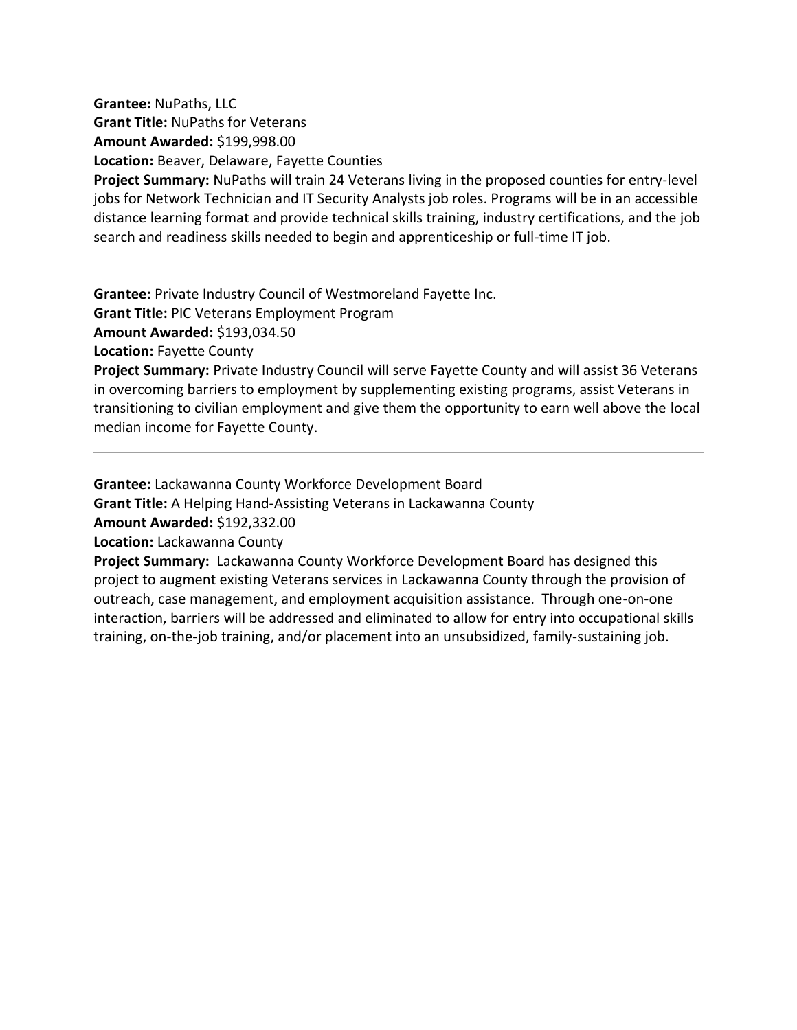**Grantee:** NuPaths, LLC
**Grant Title:** NuPaths for Veterans
**Amount Awarded:** $199,998.00
**Location:** Beaver, Delaware, Fayette Counties
**Project Summary:** NuPaths will train 24 Veterans living in the proposed counties for entry-level jobs for Network Technician and IT Security Analysts job roles. Programs will be in an accessible distance learning format and provide technical skills training, industry certifications, and the job search and readiness skills needed to begin and apprenticeship or full-time IT job.

---

**Grantee:** Private Industry Council of Westmoreland Fayette Inc.
**Grant Title:** PIC Veterans Employment Program
**Amount Awarded:** $193,034.50
**Location:** Fayette County
**Project Summary:** Private Industry Council will serve Fayette County and will assist 36 Veterans in overcoming barriers to employment by supplementing existing programs, assist Veterans in transitioning to civilian employment and give them the opportunity to earn well above the local median income for Fayette County.

---

**Grantee:** Lackawanna County Workforce Development Board
**Grant Title:** A Helping Hand-Assisting Veterans in Lackawanna County
**Amount Awarded:** $192,332.00
**Location:** Lackawanna County
**Project Summary:** Lackawanna County Workforce Development Board has designed this project to augment existing Veterans services in Lackawanna County through the provision of outreach, case management, and employment acquisition assistance. Through one-on-one interaction, barriers will be addressed and eliminated to allow for entry into occupational skills training, on-the-job training, and/or placement into an unsubsidized, family-sustaining job.